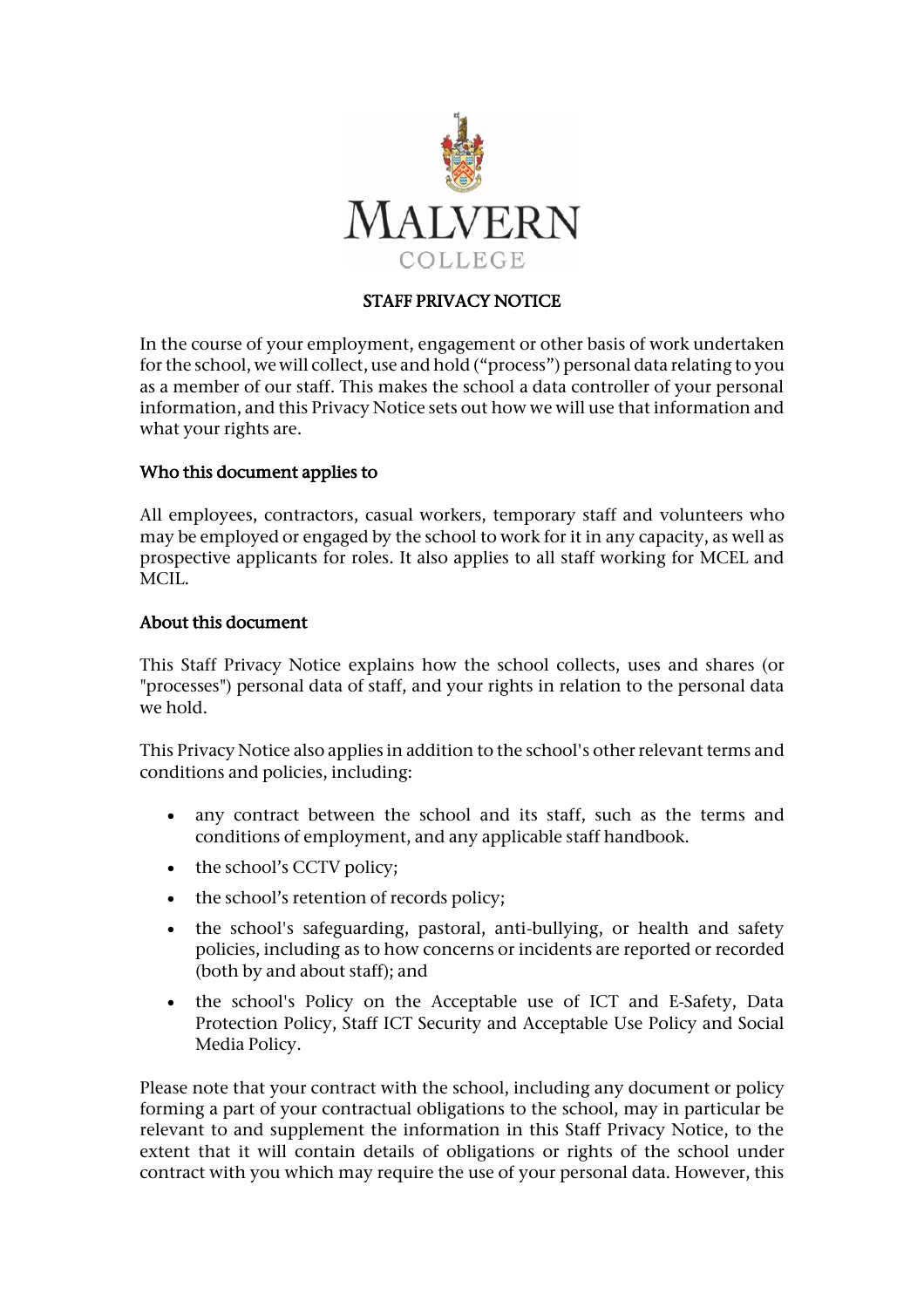MALVERN
COLLEGE

# STAFF PRIVACY NOTICE

In the course of your employment, engagement or other basis of work undertaken for the school, we will collect, use and hold ("process") personal data relating to you as a member of our staff. This makes the school a data controller of your personal information, and this Privacy Notice sets out how we will use that information and what your rights are.

## Who this document applies to

All employees, contractors, casual workers, temporary staff and volunteers who may be employed or engaged by the school to work for it in any capacity, as well as prospective applicants for roles. It also applies to all staff working for MCEL and MCIL.

## About this document

This Staff Privacy Notice explains how the school collects, uses and shares (or "processes") personal data of staff, and your rights in relation to the personal data we hold.

This Privacy Notice also applies in addition to the school's other relevant terms and conditions and policies, including:

- any contract between the school and its staff, such as the terms and conditions of employment, and any applicable staff handbook.
- the school's CCTV policy;
- the school's retention of records policy;
- the school's safeguarding, pastoral, anti-bullying, or health and safety policies, including as to how concerns or incidents are reported or recorded (both by and about staff); and
- the school's Policy on the Acceptable use of ICT and E-Safety, Data Protection Policy, Staff ICT Security and Acceptable Use Policy and Social Media Policy.

Please note that your contract with the school, including any document or policy forming a part of your contractual obligations to the school, may in particular be relevant to and supplement the information in this Staff Privacy Notice, to the extent that it will contain details of obligations or rights of the school under contract with you which may require the use of your personal data. However, this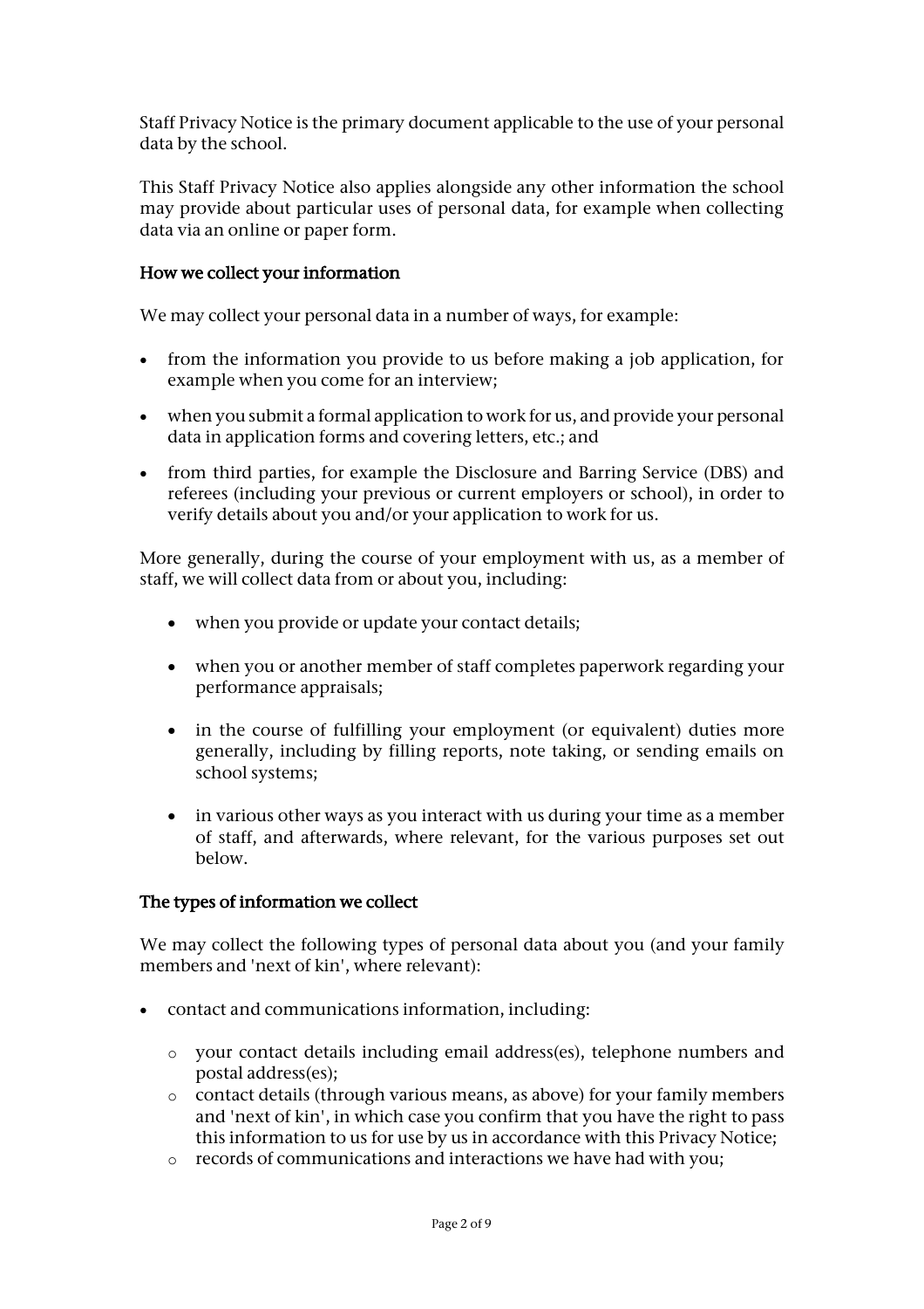Staff Privacy Notice is the primary document applicable to the use of your personal data by the school.

This Staff Privacy Notice also applies alongside any other information the school may provide about particular uses of personal data, for example when collecting data via an online or paper form.

### How we collect your information

We may collect your personal data in a number of ways, for example:

- from the information you provide to us before making a job application, for example when you come for an interview;
- when you submit a formal application to work for us, and provide your personal data in application forms and covering letters, etc.; and
- from third parties, for example the Disclosure and Barring Service (DBS) and referees (including your previous or current employers or school), in order to verify details about you and/or your application to work for us.

More generally, during the course of your employment with us, as a member of staff, we will collect data from or about you, including:

- when you provide or update your contact details;
- when you or another member of staff completes paperwork regarding your performance appraisals;
- in the course of fulfilling your employment (or equivalent) duties more generally, including by filling reports, note taking, or sending emails on school systems;
- in various other ways as you interact with us during your time as a member of staff, and afterwards, where relevant, for the various purposes set out below.

### The types of information we collect

We may collect the following types of personal data about you (and your family members and 'next of kin', where relevant):

- contact and communications information, including:
  - your contact details including email address(es), telephone numbers and postal address(es);
  - contact details (through various means, as above) for your family members and 'next of kin', in which case you confirm that you have the right to pass this information to us for use by us in accordance with this Privacy Notice;
  - records of communications and interactions we have had with you;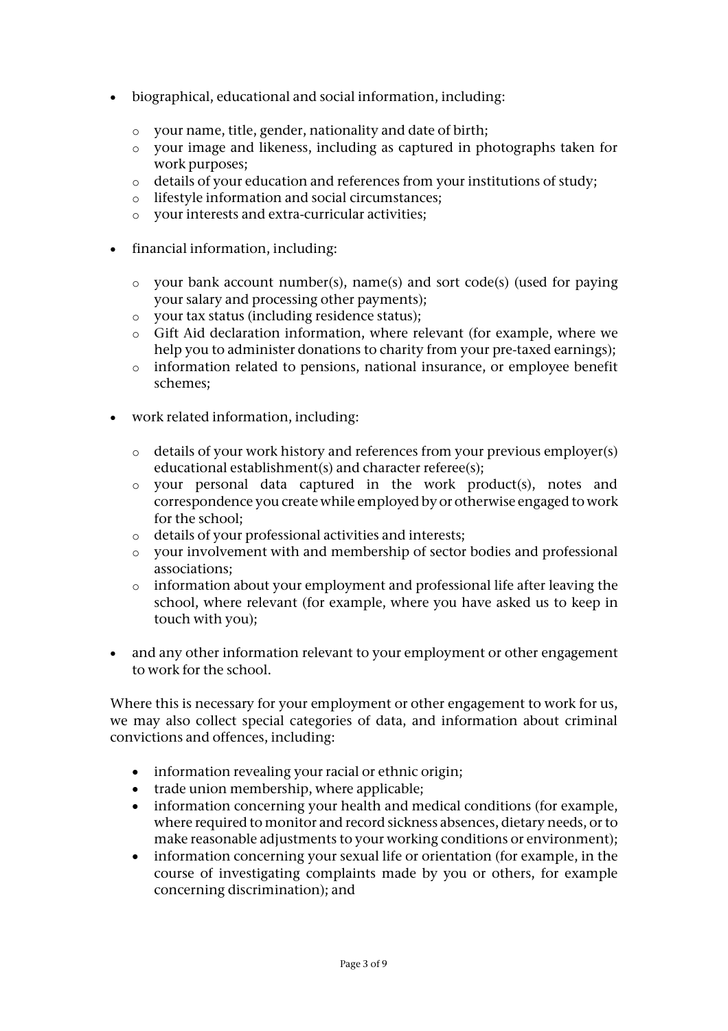- biographical, educational and social information, including:
    - your name, title, gender, nationality and date of birth;
    - your image and likeness, including as captured in photographs taken for work purposes;
    - details of your education and references from your institutions of study;
    - lifestyle information and social circumstances;
    - your interests and extra-curricular activities;
- financial information, including:
    - your bank account number(s), name(s) and sort code(s) (used for paying your salary and processing other payments);
    - your tax status (including residence status);
    - Gift Aid declaration information, where relevant (for example, where we help you to administer donations to charity from your pre-taxed earnings);
    - information related to pensions, national insurance, or employee benefit schemes;
- work related information, including:
    - details of your work history and references from your previous employer(s) educational establishment(s) and character referee(s);
    - your personal data captured in the work product(s), notes and correspondence you create while employed by or otherwise engaged to work for the school;
    - details of your professional activities and interests;
    - your involvement with and membership of sector bodies and professional associations;
    - information about your employment and professional life after leaving the school, where relevant (for example, where you have asked us to keep in touch with you);
- and any other information relevant to your employment or other engagement to work for the school.

Where this is necessary for your employment or other engagement to work for us, we may also collect special categories of data, and information about criminal convictions and offences, including:

- information revealing your racial or ethnic origin;
- trade union membership, where applicable;
- information concerning your health and medical conditions (for example, where required to monitor and record sickness absences, dietary needs, or to make reasonable adjustments to your working conditions or environment);
- information concerning your sexual life or orientation (for example, in the course of investigating complaints made by you or others, for example concerning discrimination); and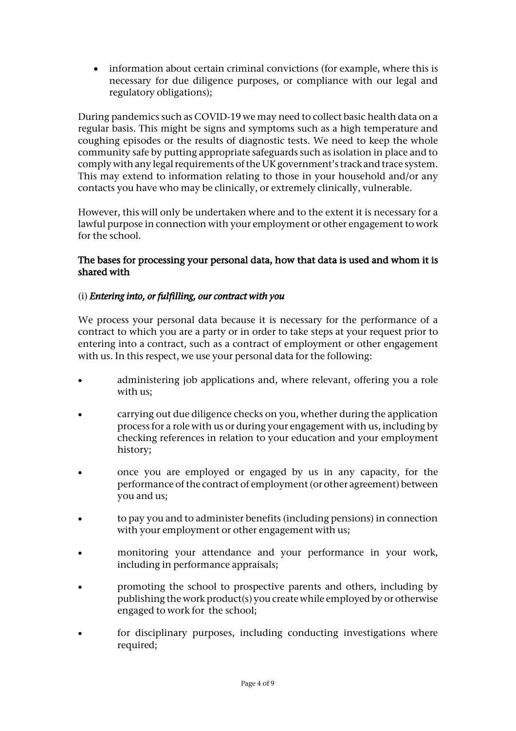- information about certain criminal convictions (for example, where this is necessary for due diligence purposes, or compliance with our legal and regulatory obligations);

During pandemics such as COVID-19 we may need to collect basic health data on a regular basis. This might be signs and symptoms such as a high temperature and coughing episodes or the results of diagnostic tests. We need to keep the whole community safe by putting appropriate safeguards such as isolation in place and to comply with any legal requirements of the UK government's track and trace system. This may extend to information relating to those in your household and/or any contacts you have who may be clinically, or extremely clinically, vulnerable.

However, this will only be undertaken where and to the extent it is necessary for a lawful purpose in connection with your employment or other engagement to work for the school.

**The bases for processing your personal data, how that data is used and whom it is shared with**

(i) ***Entering into, or fulfilling, our contract with you***

We process your personal data because it is necessary for the performance of a contract to which you are a party or in order to take steps at your request prior to entering into a contract, such as a contract of employment or other engagement with us. In this respect, we use your personal data for the following:

- administering job applications and, where relevant, offering you a role with us;
- carrying out due diligence checks on you, whether during the application process for a role with us or during your engagement with us, including by checking references in relation to your education and your employment history;
- once you are employed or engaged by us in any capacity, for the performance of the contract of employment (or other agreement) between you and us;
- to pay you and to administer benefits (including pensions) in connection with your employment or other engagement with us;
- monitoring your attendance and your performance in your work, including in performance appraisals;
- promoting the school to prospective parents and others, including by publishing the work product(s) you create while employed by or otherwise engaged to work for the school;
- for disciplinary purposes, including conducting investigations where required;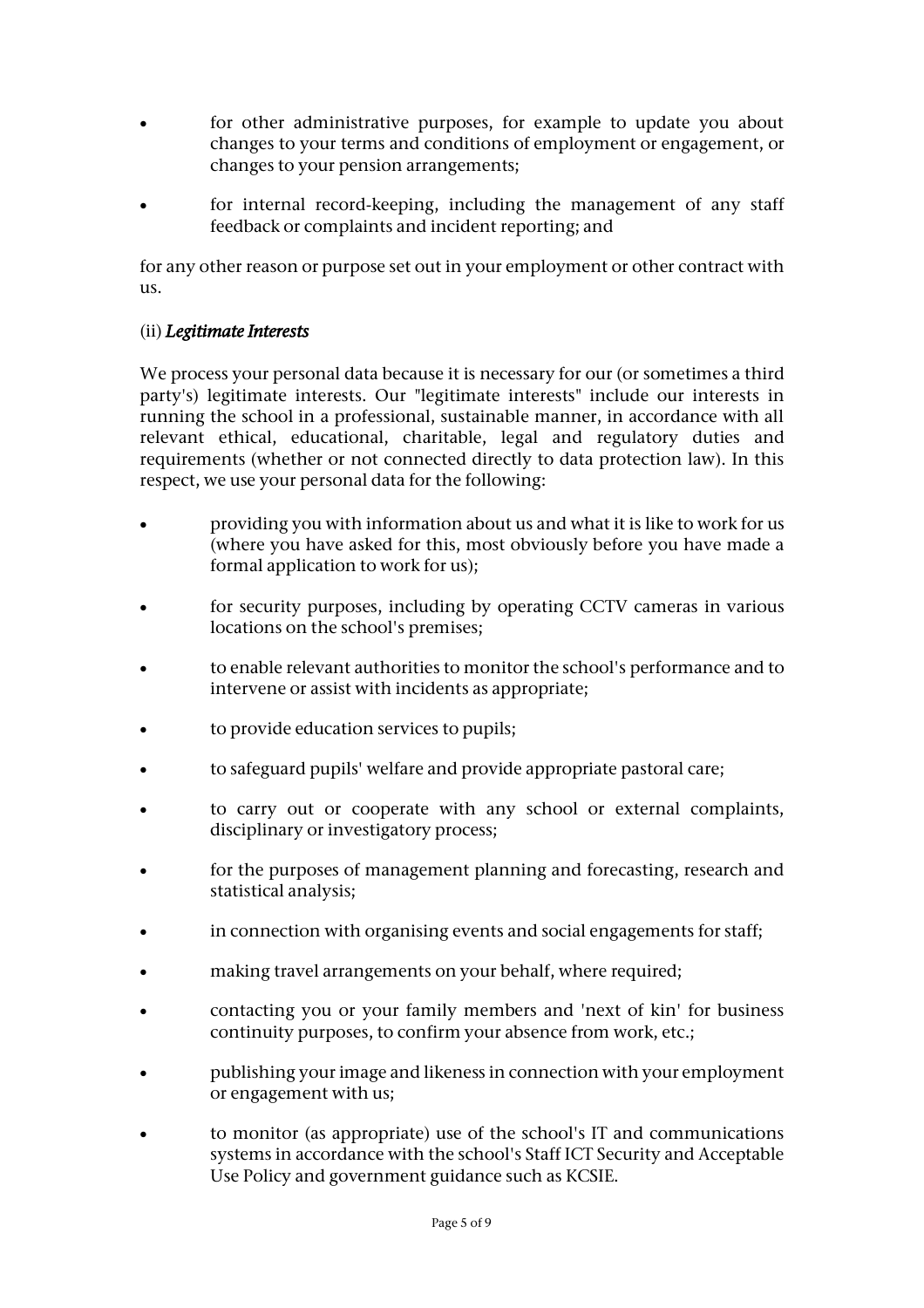- for other administrative purposes, for example to update you about changes to your terms and conditions of employment or engagement, or changes to your pension arrangements;
- for internal record-keeping, including the management of any staff feedback or complaints and incident reporting; and

for any other reason or purpose set out in your employment or other contract with us.

(ii) ***Legitimate Interests***

We process your personal data because it is necessary for our (or sometimes a third party's) legitimate interests. Our "legitimate interests" include our interests in running the school in a professional, sustainable manner, in accordance with all relevant ethical, educational, charitable, legal and regulatory duties and requirements (whether or not connected directly to data protection law). In this respect, we use your personal data for the following:

- providing you with information about us and what it is like to work for us (where you have asked for this, most obviously before you have made a formal application to work for us);
- for security purposes, including by operating CCTV cameras in various locations on the school's premises;
- to enable relevant authorities to monitor the school's performance and to intervene or assist with incidents as appropriate;
- to provide education services to pupils;
- to safeguard pupils' welfare and provide appropriate pastoral care;
- to carry out or cooperate with any school or external complaints, disciplinary or investigatory process;
- for the purposes of management planning and forecasting, research and statistical analysis;
- in connection with organising events and social engagements for staff;
- making travel arrangements on your behalf, where required;
- contacting you or your family members and 'next of kin' for business continuity purposes, to confirm your absence from work, etc.;
- publishing your image and likeness in connection with your employment or engagement with us;
- to monitor (as appropriate) use of the school's IT and communications systems in accordance with the school's Staff ICT Security and Acceptable Use Policy and government guidance such as KCSIE.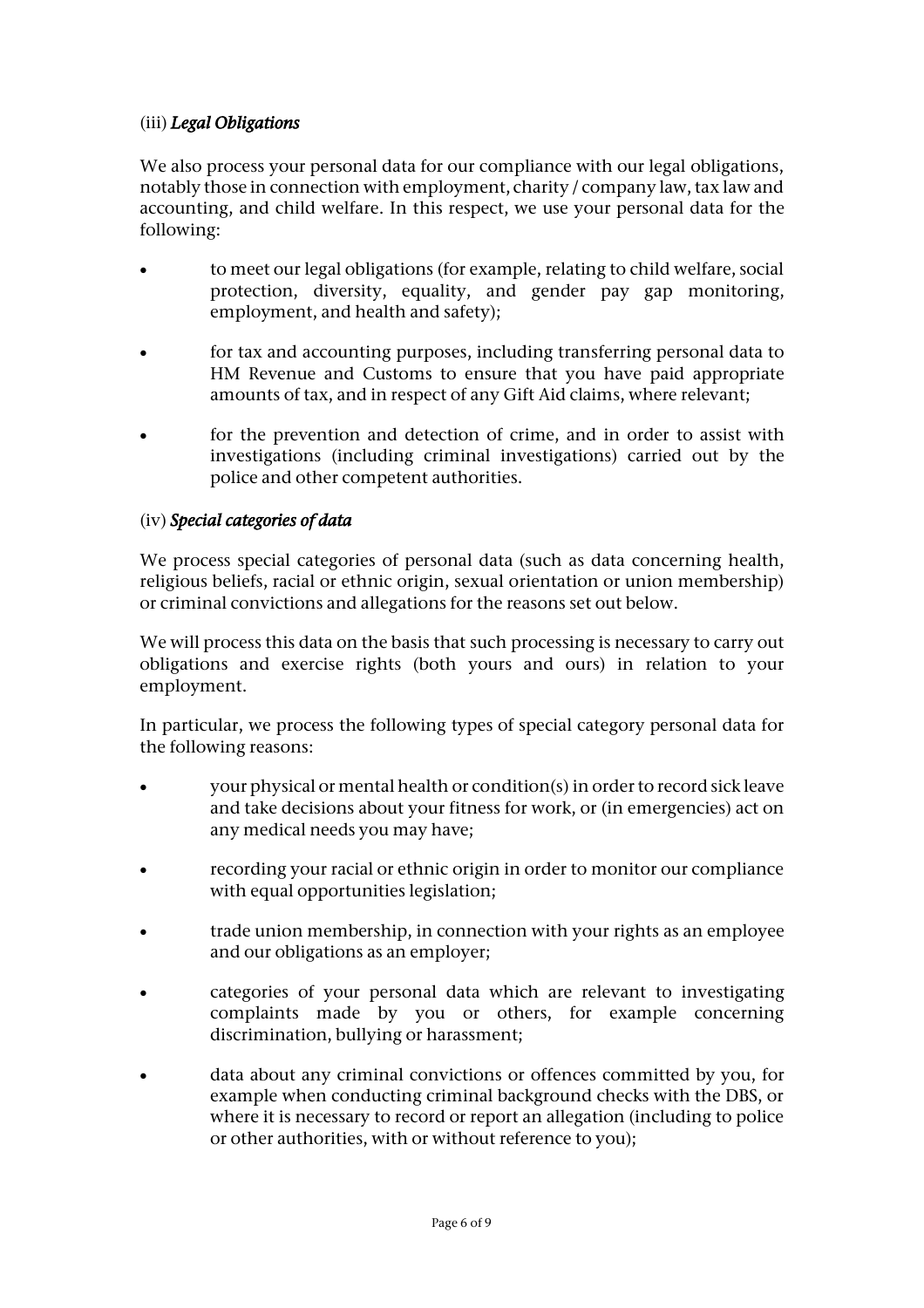(iii) ***Legal Obligations***

We also process your personal data for our compliance with our legal obligations, notably those in connection with employment, charity / company law, tax law and accounting, and child welfare. In this respect, we use your personal data for the following:

- to meet our legal obligations (for example, relating to child welfare, social protection, diversity, equality, and gender pay gap monitoring, employment, and health and safety);
- for tax and accounting purposes, including transferring personal data to HM Revenue and Customs to ensure that you have paid appropriate amounts of tax, and in respect of any Gift Aid claims, where relevant;
- for the prevention and detection of crime, and in order to assist with investigations (including criminal investigations) carried out by the police and other competent authorities.

(iv) ***Special categories of data***

We process special categories of personal data (such as data concerning health, religious beliefs, racial or ethnic origin, sexual orientation or union membership) or criminal convictions and allegations for the reasons set out below.

We will process this data on the basis that such processing is necessary to carry out obligations and exercise rights (both yours and ours) in relation to your employment.

In particular, we process the following types of special category personal data for the following reasons:

- your physical or mental health or condition(s) in order to record sick leave and take decisions about your fitness for work, or (in emergencies) act on any medical needs you may have;
- recording your racial or ethnic origin in order to monitor our compliance with equal opportunities legislation;
- trade union membership, in connection with your rights as an employee and our obligations as an employer;
- categories of your personal data which are relevant to investigating complaints made by you or others, for example concerning discrimination, bullying or harassment;
- data about any criminal convictions or offences committed by you, for example when conducting criminal background checks with the DBS, or where it is necessary to record or report an allegation (including to police or other authorities, with or without reference to you);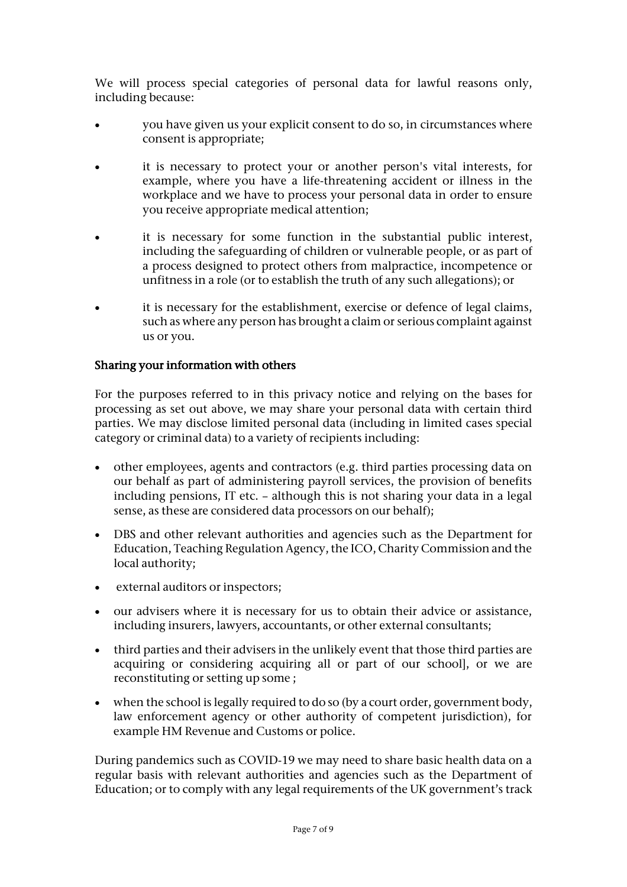We will process special categories of personal data for lawful reasons only, including because:

- you have given us your explicit consent to do so, in circumstances where consent is appropriate;
- it is necessary to protect your or another person's vital interests, for example, where you have a life-threatening accident or illness in the workplace and we have to process your personal data in order to ensure you receive appropriate medical attention;
- it is necessary for some function in the substantial public interest, including the safeguarding of children or vulnerable people, or as part of a process designed to protect others from malpractice, incompetence or unfitness in a role (or to establish the truth of any such allegations); or
- it is necessary for the establishment, exercise or defence of legal claims, such as where any person has brought a claim or serious complaint against us or you.

## Sharing your information with others

For the purposes referred to in this privacy notice and relying on the bases for processing as set out above, we may share your personal data with certain third parties. We may disclose limited personal data (including in limited cases special category or criminal data) to a variety of recipients including:

- other employees, agents and contractors (e.g. third parties processing data on our behalf as part of administering payroll services, the provision of benefits including pensions, IT etc. – although this is not sharing your data in a legal sense, as these are considered data processors on our behalf);
- DBS and other relevant authorities and agencies such as the Department for Education, Teaching Regulation Agency, the ICO, Charity Commission and the local authority;
- external auditors or inspectors;
- our advisers where it is necessary for us to obtain their advice or assistance, including insurers, lawyers, accountants, or other external consultants;
- third parties and their advisers in the unlikely event that those third parties are acquiring or considering acquiring all or part of our school], or we are reconstituting or setting up some ;
- when the school is legally required to do so (by a court order, government body, law enforcement agency or other authority of competent jurisdiction), for example HM Revenue and Customs or police.

During pandemics such as COVID-19 we may need to share basic health data on a regular basis with relevant authorities and agencies such as the Department of Education; or to comply with any legal requirements of the UK government's track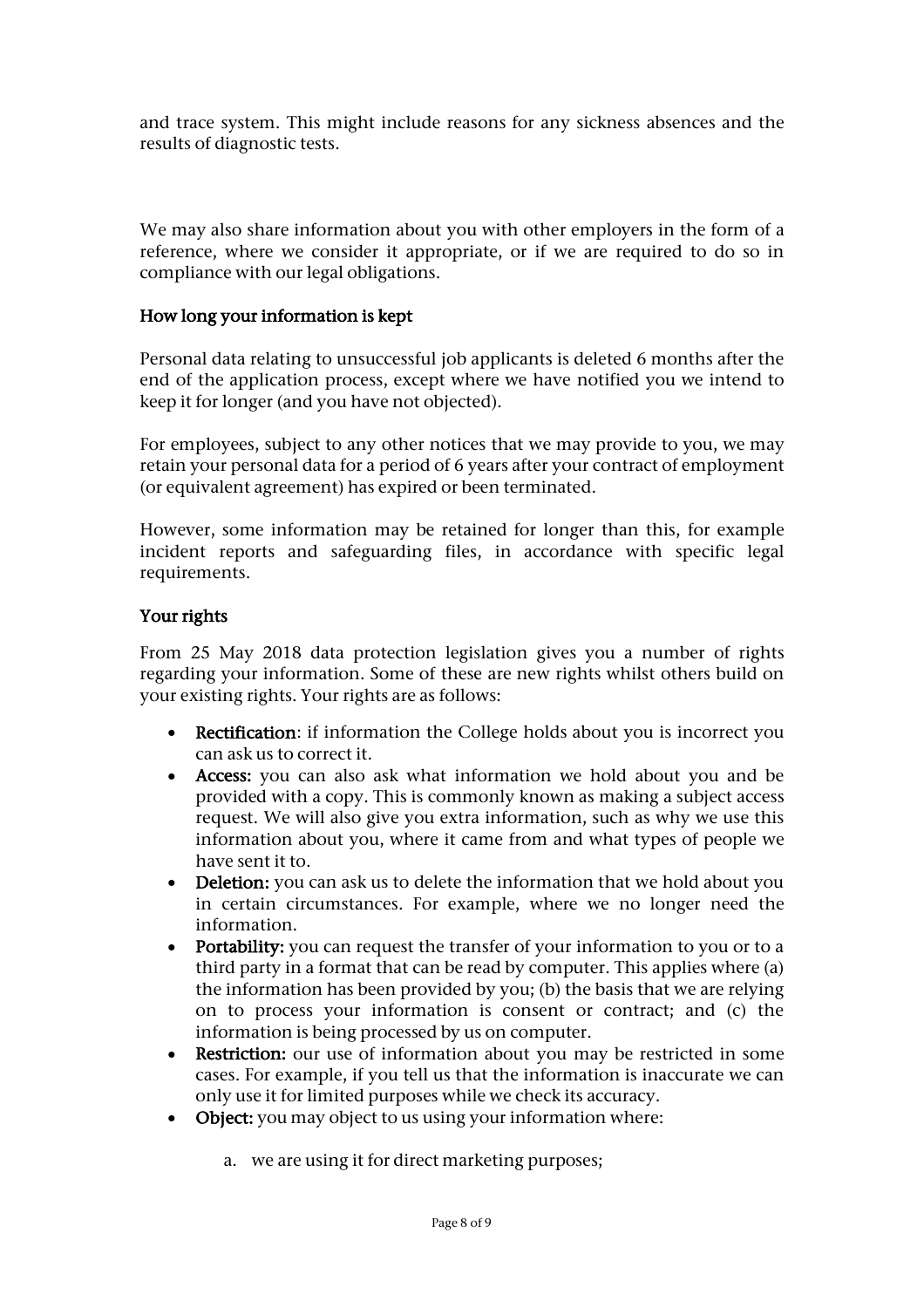and trace system. This might include reasons for any sickness absences and the results of diagnostic tests.

We may also share information about you with other employers in the form of a reference, where we consider it appropriate, or if we are required to do so in compliance with our legal obligations.

**How long your information is kept**

Personal data relating to unsuccessful job applicants is deleted 6 months after the end of the application process, except where we have notified you we intend to keep it for longer (and you have not objected).

For employees, subject to any other notices that we may provide to you, we may retain your personal data for a period of 6 years after your contract of employment (or equivalent agreement) has expired or been terminated.

However, some information may be retained for longer than this, for example incident reports and safeguarding files, in accordance with specific legal requirements.

**Your rights**

From 25 May 2018 data protection legislation gives you a number of rights regarding your information. Some of these are new rights whilst others build on your existing rights. Your rights are as follows:

- **Rectification**: if information the College holds about you is incorrect you can ask us to correct it.
- **Access:** you can also ask what information we hold about you and be provided with a copy. This is commonly known as making a subject access request. We will also give you extra information, such as why we use this information about you, where it came from and what types of people we have sent it to.
- **Deletion:** you can ask us to delete the information that we hold about you in certain circumstances. For example, where we no longer need the information.
- **Portability:** you can request the transfer of your information to you or to a third party in a format that can be read by computer. This applies where (a) the information has been provided by you; (b) the basis that we are relying on to process your information is consent or contract; and (c) the information is being processed by us on computer.
- **Restriction:** our use of information about you may be restricted in some cases. For example, if you tell us that the information is inaccurate we can only use it for limited purposes while we check its accuracy.
- **Object:** you may object to us using your information where:

    a. we are using it for direct marketing purposes;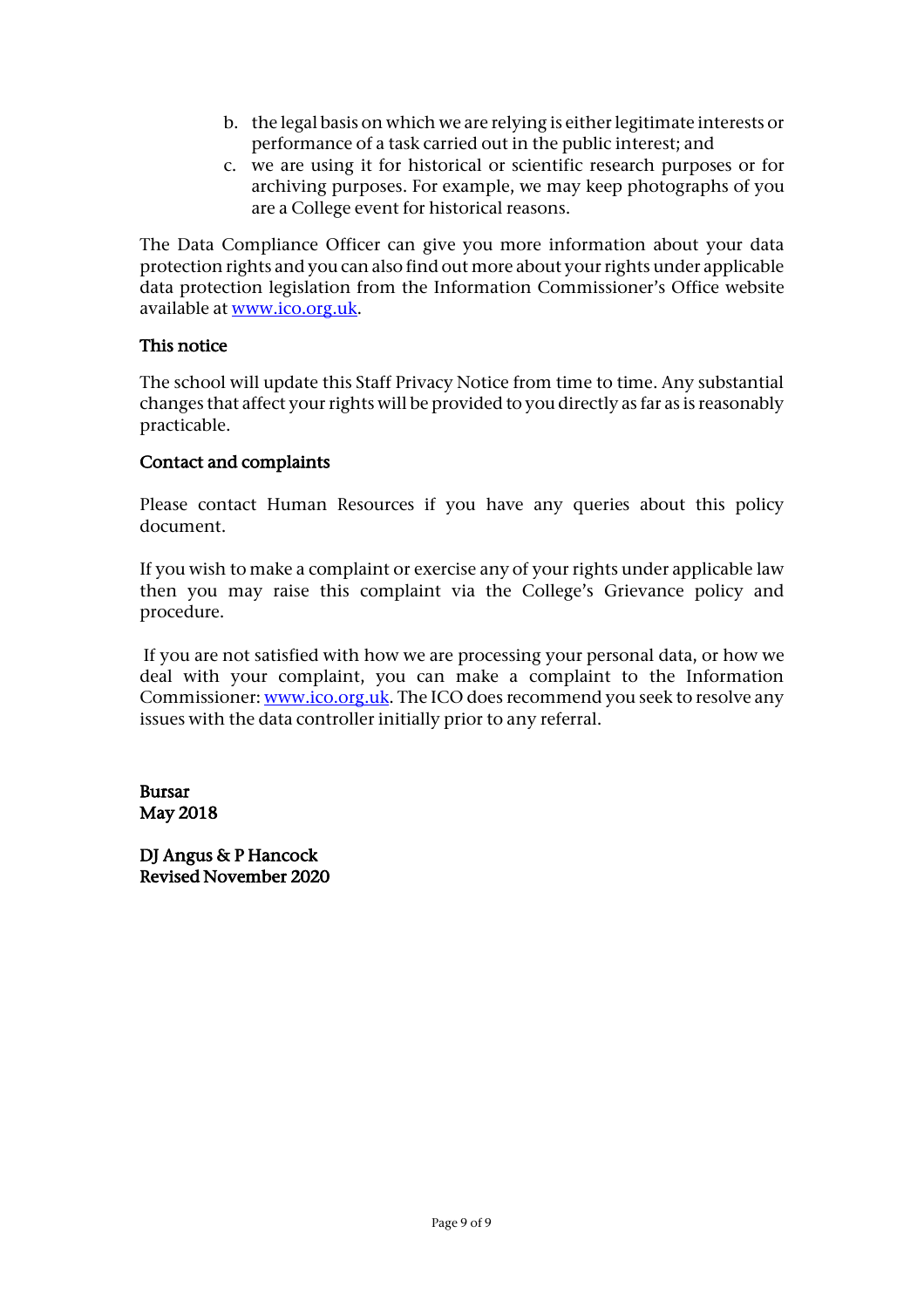b. the legal basis on which we are relying is either legitimate interests or performance of a task carried out in the public interest; and
c. we are using it for historical or scientific research purposes or for archiving purposes. For example, we may keep photographs of you are a College event for historical reasons.

The Data Compliance Officer can give you more information about your data protection rights and you can also find out more about your rights under applicable data protection legislation from the Information Commissioner's Office website available at www.ico.org.uk.

**This notice**

The school will update this Staff Privacy Notice from time to time. Any substantial changes that affect your rights will be provided to you directly as far as is reasonably practicable.

**Contact and complaints**

Please contact Human Resources if you have any queries about this policy document.

If you wish to make a complaint or exercise any of your rights under applicable law then you may raise this complaint via the College's Grievance policy and procedure.

If you are not satisfied with how we are processing your personal data, or how we deal with your complaint, you can make a complaint to the Information Commissioner: www.ico.org.uk. The ICO does recommend you seek to resolve any issues with the data controller initially prior to any referral.

**Bursar**
**May 2018**

**DJ Angus & P Hancock**
**Revised November 2020**